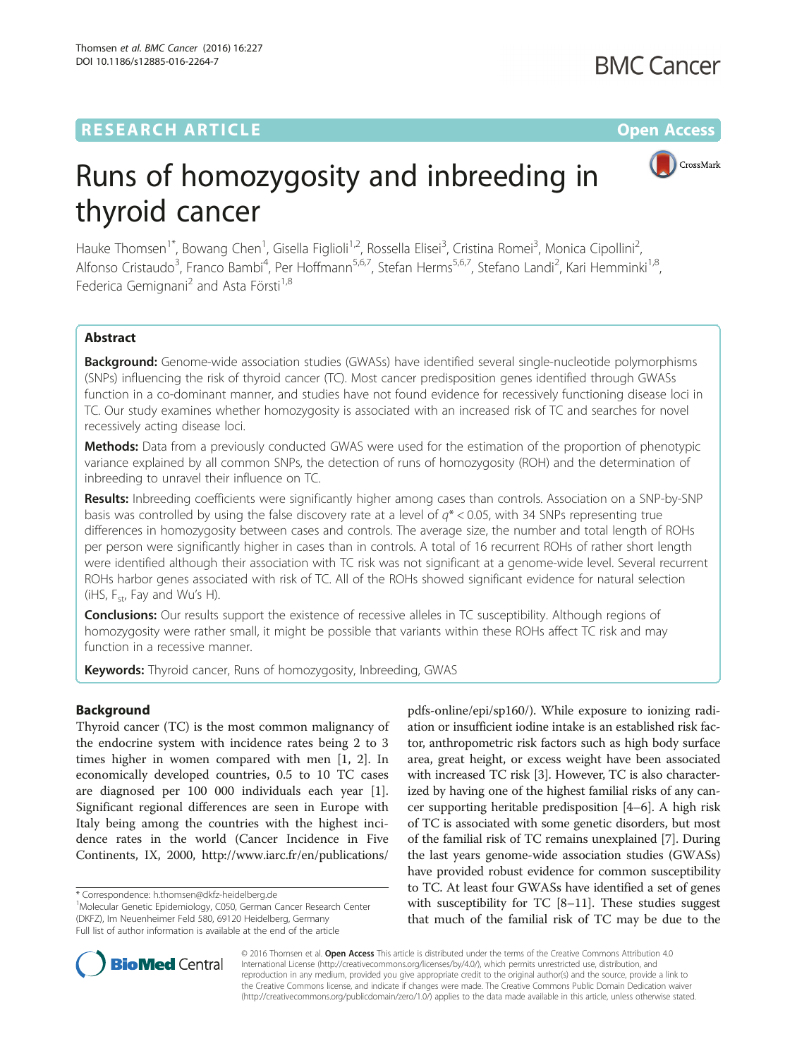RESEARCH ARTICLE

Open Access

# Runs of homozygosity and inbreeding in thyroid cancer

Hauke Thomsen[1*], Bowang Chen[1], Gisella Figlioli[1,2], Rossella Elisei[3], Cristina Romei[3], Monica Cipollini[2], Alfonso Cristaudo[3], Franco Bambi[4], Per Hoffmann[5,6,7], Stefan Herms[5,6,7], Stefano Landi[2], Kari Hemminki[1,8], Federica Gemignani[2] and Asta Försti[1,8]

## Abstract

**Background:** Genome-wide association studies (GWASs) have identified several single-nucleotide polymorphisms (SNPs) influencing the risk of thyroid cancer (TC). Most cancer predisposition genes identified through GWASs function in a co-dominant manner, and studies have not found evidence for recessively functioning disease loci in TC. Our study examines whether homozygosity is associated with an increased risk of TC and searches for novel recessively acting disease loci.

**Methods:** Data from a previously conducted GWAS were used for the estimation of the proportion of phenotypic variance explained by all common SNPs, the detection of runs of homozygosity (ROH) and the determination of inbreeding to unravel their influence on TC.

**Results:** Inbreeding coefficients were significantly higher among cases than controls. Association on a SNP-by-SNP basis was controlled by using the false discovery rate at a level of $q^* < 0.05$, with 34 SNPs representing true differences in homozygosity between cases and controls. The average size, the number and total length of ROHs per person were significantly higher in cases than in controls. A total of 16 recurrent ROHs of rather short length were identified although their association with TC risk was not significant at a genome-wide level. Several recurrent ROHs harbor genes associated with risk of TC. All of the ROHs showed significant evidence for natural selection (iHS, $F_{st}$, Fay and Wu's H).

**Conclusions:** Our results support the existence of recessive alleles in TC susceptibility. Although regions of homozygosity were rather small, it might be possible that variants within these ROHs affect TC risk and may function in a recessive manner.

**Keywords:** Thyroid cancer, Runs of homozygosity, Inbreeding, GWAS

## Background

Thyroid cancer (TC) is the most common malignancy of the endocrine system with incidence rates being 2 to 3 times higher in women compared with men [1, 2]. In economically developed countries, 0.5 to 10 TC cases are diagnosed per 100 000 individuals each year [1]. Significant regional differences are seen in Europe with Italy being among the countries with the highest incidence rates in the world (Cancer Incidence in Five Continents, IX, 2000, http://www.iarc.fr/en/publications/pdfs-online/epi/sp160/). While exposure to ionizing radiation or insufficient iodine intake is an established risk factor, anthropometric risk factors such as high body surface area, great height, or excess weight have been associated with increased TC risk [3]. However, TC is also characterized by having one of the highest familial risks of any cancer supporting heritable predisposition [4–6]. A high risk of TC is associated with some genetic disorders, but most of the familial risk of TC remains unexplained [7]. During the last years genome-wide association studies (GWASs) have provided robust evidence for common susceptibility to TC. At least four GWASs have identified a set of genes with susceptibility for TC [8–11]. These studies suggest that much of the familial risk of TC may be due to the

* Correspondence: h.thomsen@dkfz-heidelberg.de
[1]Molecular Genetic Epidemiology, C050, German Cancer Research Center (DKFZ), Im Neuenheimer Feld 580, 69120 Heidelberg, Germany
Full list of author information is available at the end of the article

© 2016 Thomsen et al. **Open Access** This article is distributed under the terms of the Creative Commons Attribution 4.0 International License (http://creativecommons.org/licenses/by/4.0/), which permits unrestricted use, distribution, and reproduction in any medium, provided you give appropriate credit to the original author(s) and the source, provide a link to the Creative Commons license, and indicate if changes were made. The Creative Commons Public Domain Dedication waiver (http://creativecommons.org/publicdomain/zero/1.0/) applies to the data made available in this article, unless otherwise stated.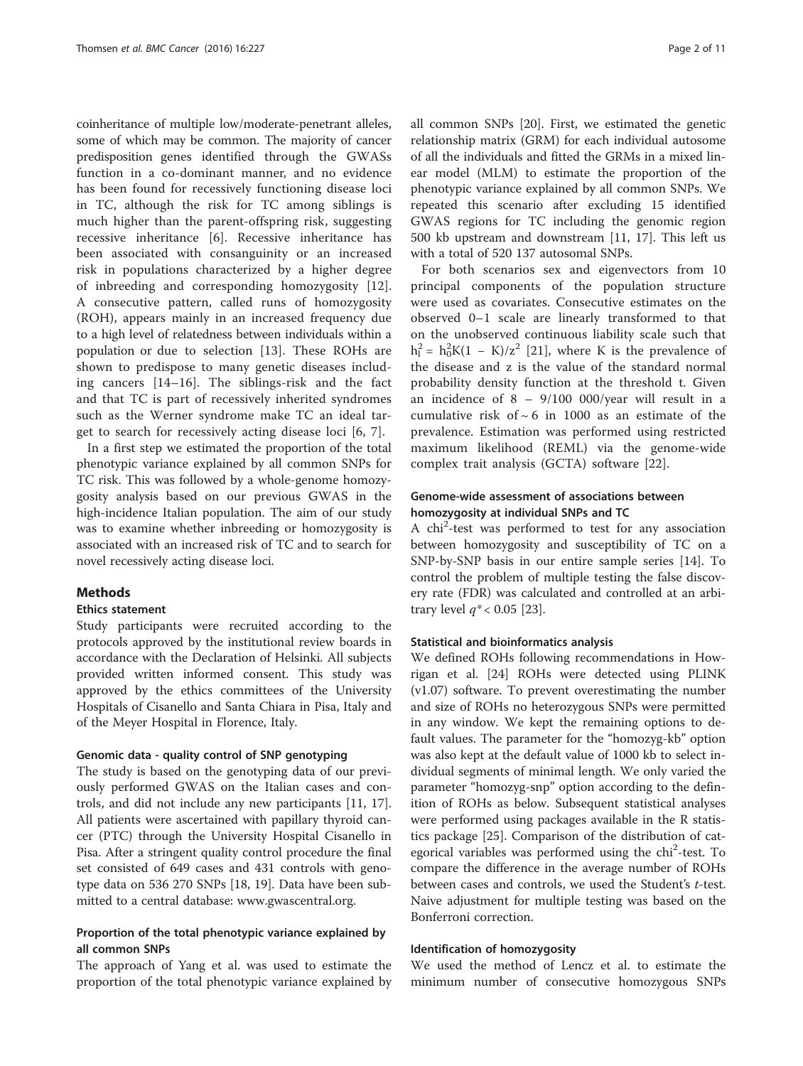coinheritance of multiple low/moderate-penetrant alleles, some of which may be common. The majority of cancer predisposition genes identified through the GWASs function in a co-dominant manner, and no evidence has been found for recessively functioning disease loci in TC, although the risk for TC among siblings is much higher than the parent-offspring risk, suggesting recessive inheritance [6]. Recessive inheritance has been associated with consanguinity or an increased risk in populations characterized by a higher degree of inbreeding and corresponding homozygosity [12]. A consecutive pattern, called runs of homozygosity (ROH), appears mainly in an increased frequency due to a high level of relatedness between individuals within a population or due to selection [13]. These ROHs are shown to predispose to many genetic diseases including cancers [14–16]. The siblings-risk and the fact and that TC is part of recessively inherited syndromes such as the Werner syndrome make TC an ideal target to search for recessively acting disease loci [6, 7].

In a first step we estimated the proportion of the total phenotypic variance explained by all common SNPs for TC risk. This was followed by a whole-genome homozygosity analysis based on our previous GWAS in the high-incidence Italian population. The aim of our study was to examine whether inbreeding or homozygosity is associated with an increased risk of TC and to search for novel recessively acting disease loci.

## Methods

### Ethics statement

Study participants were recruited according to the protocols approved by the institutional review boards in accordance with the Declaration of Helsinki. All subjects provided written informed consent. This study was approved by the ethics committees of the University Hospitals of Cisanello and Santa Chiara in Pisa, Italy and of the Meyer Hospital in Florence, Italy.

#### Genomic data - quality control of SNP genotyping

The study is based on the genotyping data of our previously performed GWAS on the Italian cases and controls, and did not include any new participants [11, 17]. All patients were ascertained with papillary thyroid cancer (PTC) through the University Hospital Cisanello in Pisa. After a stringent quality control procedure the final set consisted of 649 cases and 431 controls with genotype data on 536 270 SNPs [18, 19]. Data have been submitted to a central database: www.gwascentral.org.

### Proportion of the total phenotypic variance explained by all common SNPs

The approach of Yang et al. was used to estimate the proportion of the total phenotypic variance explained by all common SNPs [20]. First, we estimated the genetic relationship matrix (GRM) for each individual autosome of all the individuals and fitted the GRMs in a mixed linear model (MLM) to estimate the proportion of the phenotypic variance explained by all common SNPs. We repeated this scenario after excluding 15 identified GWAS regions for TC including the genomic region 500 kb upstream and downstream [11, 17]. This left us with a total of 520 137 autosomal SNPs.

For both scenarios sex and eigenvectors from 10 principal components of the population structure were used as covariates. Consecutive estimates on the observed 0–1 scale are linearly transformed to that on the unobserved continuous liability scale such that $h_l^2 = h_0^2 K(1 - K)/z^2$ [21], where K is the prevalence of the disease and z is the value of the standard normal probability density function at the threshold t. Given an incidence of 8 – 9/100 000/year will result in a cumulative risk of ~ 6 in 1000 as an estimate of the prevalence. Estimation was performed using restricted maximum likelihood (REML) via the genome-wide complex trait analysis (GCTA) software [22].

### Genome-wide assessment of associations between homozygosity at individual SNPs and TC

A $chi^2$-test was performed to test for any association between homozygosity and susceptibility of TC on a SNP-by-SNP basis in our entire sample series [14]. To control the problem of multiple testing the false discovery rate (FDR) was calculated and controlled at an arbitrary level $q^* < 0.05$ [23].

#### Statistical and bioinformatics analysis

We defined ROHs following recommendations in Howrigan et al. [24] ROHs were detected using PLINK (v1.07) software. To prevent overestimating the number and size of ROHs no heterozygous SNPs were permitted in any window. We kept the remaining options to default values. The parameter for the "homozyg-kb" option was also kept at the default value of 1000 kb to select individual segments of minimal length. We only varied the parameter "homozyg-snp" option according to the definition of ROHs as below. Subsequent statistical analyses were performed using packages available in the R statistics package [25]. Comparison of the distribution of categorical variables was performed using the $chi^2$-test. To compare the difference in the average number of ROHs between cases and controls, we used the Student's *t*-test. Naive adjustment for multiple testing was based on the Bonferroni correction.

#### Identification of homozygosity

We used the method of Lencz et al. to estimate the minimum number of consecutive homozygous SNPs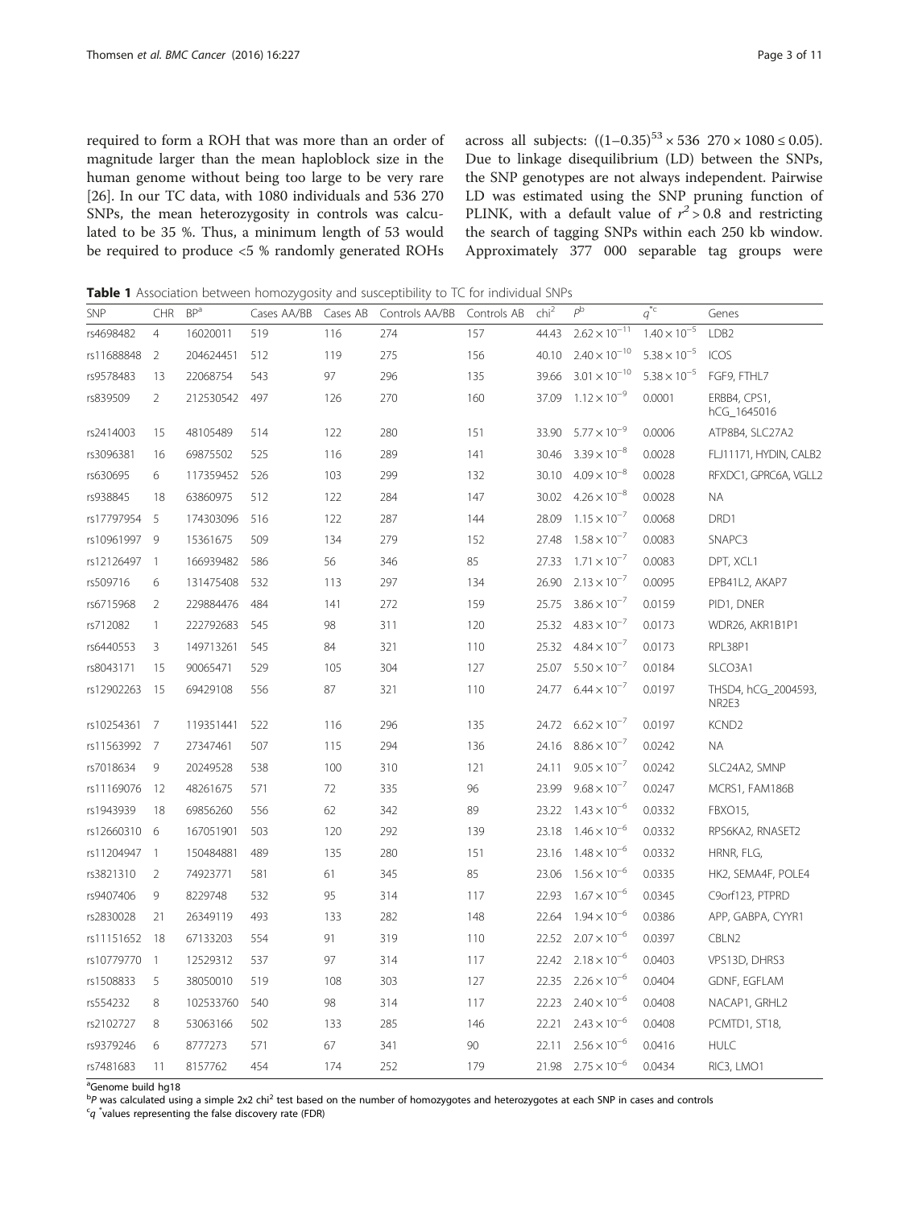required to form a ROH that was more than an order of magnitude larger than the mean haploblock size in the human genome without being too large to be very rare [26]. In our TC data, with 1080 individuals and 536 270 SNPs, the mean heterozygosity in controls was calculated to be 35 %. Thus, a minimum length of 53 would be required to produce <5 % randomly generated ROHs across all subjects: $((1–0.35)^{53} \times 536\ 270 \times 1080 \leq 0.05)$. Due to linkage disequilibrium (LD) between the SNPs, the SNP genotypes are not always independent. Pairwise LD was estimated using the SNP pruning function of PLINK, with a default value of $r^2 > 0.8$ and restricting the search of tagging SNPs within each 250 kb window. Approximately 377 000 separable tag groups were

**Table 1** Association between homozygosity and susceptibility to TC for individual SNPs

| SNP | CHR | BP[a] | Cases AA/BB | Cases AB | Controls AA/BB | Controls AB | chi² | $P$[b] | $q^{*}$[c] | Genes |
|---|---|---|---|---|---|---|---|---|---|---|
| rs4698482 | 4 | 16020011 | 519 | 116 | 274 | 157 | 44.43 | $2.62 \times 10^{-11}$ | $1.40 \times 10^{-5}$ | LDB2 |
| rs11688848 | 2 | 204624451 | 512 | 119 | 275 | 156 | 40.10 | $2.40 \times 10^{-10}$ | $5.38 \times 10^{-5}$ | ICOS |
| rs9578483 | 13 | 22068754 | 543 | 97 | 296 | 135 | 39.66 | $3.01 \times 10^{-10}$ | $5.38 \times 10^{-5}$ | FGF9, FTHL7 |
| rs839509 | 2 | 212530542 | 497 | 126 | 270 | 160 | 37.09 | $1.12 \times 10^{-9}$ | 0.0001 | ERBB4, CPS1, hCG_1645016 |
| rs2414003 | 15 | 48105489 | 514 | 122 | 280 | 151 | 33.90 | $5.77 \times 10^{-9}$ | 0.0006 | ATP8B4, SLC27A2 |
| rs3096381 | 16 | 69875502 | 525 | 116 | 289 | 141 | 30.46 | $3.39 \times 10^{-8}$ | 0.0028 | FLJ11171, HYDIN, CALB2 |
| rs630695 | 6 | 117359452 | 526 | 103 | 299 | 132 | 30.10 | $4.09 \times 10^{-8}$ | 0.0028 | RFXDC1, GPRC6A, VGLL2 |
| rs938845 | 18 | 63860975 | 512 | 122 | 284 | 147 | 30.02 | $4.26 \times 10^{-8}$ | 0.0028 | NA |
| rs17797954 | 5 | 174303096 | 516 | 122 | 287 | 144 | 28.09 | $1.15 \times 10^{-7}$ | 0.0068 | DRD1 |
| rs10961997 | 9 | 15361675 | 509 | 134 | 279 | 152 | 27.48 | $1.58 \times 10^{-7}$ | 0.0083 | SNAPC3 |
| rs12126497 | 1 | 166939482 | 586 | 56 | 346 | 85 | 27.33 | $1.71 \times 10^{-7}$ | 0.0083 | DPT, XCL1 |
| rs509716 | 6 | 131475408 | 532 | 113 | 297 | 134 | 26.90 | $2.13 \times 10^{-7}$ | 0.0095 | EPB41L2, AKAP7 |
| rs6715968 | 2 | 229884476 | 484 | 141 | 272 | 159 | 25.75 | $3.86 \times 10^{-7}$ | 0.0159 | PID1, DNER |
| rs712082 | 1 | 222792683 | 545 | 98 | 311 | 120 | 25.32 | $4.83 \times 10^{-7}$ | 0.0173 | WDR26, AKR1B1P1 |
| rs6440553 | 3 | 149713261 | 545 | 84 | 321 | 110 | 25.32 | $4.84 \times 10^{-7}$ | 0.0173 | RPL38P1 |
| rs8043171 | 15 | 90065471 | 529 | 105 | 304 | 127 | 25.07 | $5.50 \times 10^{-7}$ | 0.0184 | SLCO3A1 |
| rs12902263 | 15 | 69429108 | 556 | 87 | 321 | 110 | 24.77 | $6.44 \times 10^{-7}$ | 0.0197 | THSD4, hCG_2004593, NR2E3 |
| rs10254361 | 7 | 119351441 | 522 | 116 | 296 | 135 | 24.72 | $6.62 \times 10^{-7}$ | 0.0197 | KCND2 |
| rs11563992 | 7 | 27347461 | 507 | 115 | 294 | 136 | 24.16 | $8.86 \times 10^{-7}$ | 0.0242 | NA |
| rs7018634 | 9 | 20249528 | 538 | 100 | 310 | 121 | 24.11 | $9.05 \times 10^{-7}$ | 0.0242 | SLC24A2, SMNP |
| rs11169076 | 12 | 48261675 | 571 | 72 | 335 | 96 | 23.99 | $9.68 \times 10^{-7}$ | 0.0247 | MCRS1, FAM186B |
| rs1943939 | 18 | 69856260 | 556 | 62 | 342 | 89 | 23.22 | $1.43 \times 10^{-6}$ | 0.0332 | FBXO15, |
| rs12660310 | 6 | 167051901 | 503 | 120 | 292 | 139 | 23.18 | $1.46 \times 10^{-6}$ | 0.0332 | RPS6KA2, RNASET2 |
| rs11204947 | 1 | 150484881 | 489 | 135 | 280 | 151 | 23.16 | $1.48 \times 10^{-6}$ | 0.0332 | HRNR, FLG, |
| rs3821310 | 2 | 74923771 | 581 | 61 | 345 | 85 | 23.06 | $1.56 \times 10^{-6}$ | 0.0335 | HK2, SEMA4F, POLE4 |
| rs9407406 | 9 | 8229748 | 532 | 95 | 314 | 117 | 22.93 | $1.67 \times 10^{-6}$ | 0.0345 | C9orf123, PTPRD |
| rs2830028 | 21 | 26349119 | 493 | 133 | 282 | 148 | 22.64 | $1.94 \times 10^{-6}$ | 0.0386 | APP, GABPA, CYYR1 |
| rs11151652 | 18 | 67133203 | 554 | 91 | 319 | 110 | 22.52 | $2.07 \times 10^{-6}$ | 0.0397 | CBLN2 |
| rs10779770 | 1 | 12529312 | 537 | 97 | 314 | 117 | 22.42 | $2.18 \times 10^{-6}$ | 0.0403 | VPS13D, DHRS3 |
| rs1508833 | 5 | 38050010 | 519 | 108 | 303 | 127 | 22.35 | $2.26 \times 10^{-6}$ | 0.0404 | GDNF, EGFLAM |
| rs554232 | 8 | 102533760 | 540 | 98 | 314 | 117 | 22.23 | $2.40 \times 10^{-6}$ | 0.0408 | NACAP1, GRHL2 |
| rs2102727 | 8 | 53063166 | 502 | 133 | 285 | 146 | 22.21 | $2.43 \times 10^{-6}$ | 0.0408 | PCMTD1, ST18, |
| rs9379246 | 6 | 8777273 | 571 | 67 | 341 | 90 | 22.11 | $2.56 \times 10^{-6}$ | 0.0416 | HULC |
| rs7481683 | 11 | 8157762 | 454 | 174 | 252 | 179 | 21.98 | $2.75 \times 10^{-6}$ | 0.0434 | RIC3, LMO1 |

[a]Genome build hg18

[b]$P$ was calculated using a simple 2x2 chi² test based on the number of homozygotes and heterozygotes at each SNP in cases and controls

[c]$q^{*}$values representing the false discovery rate (FDR)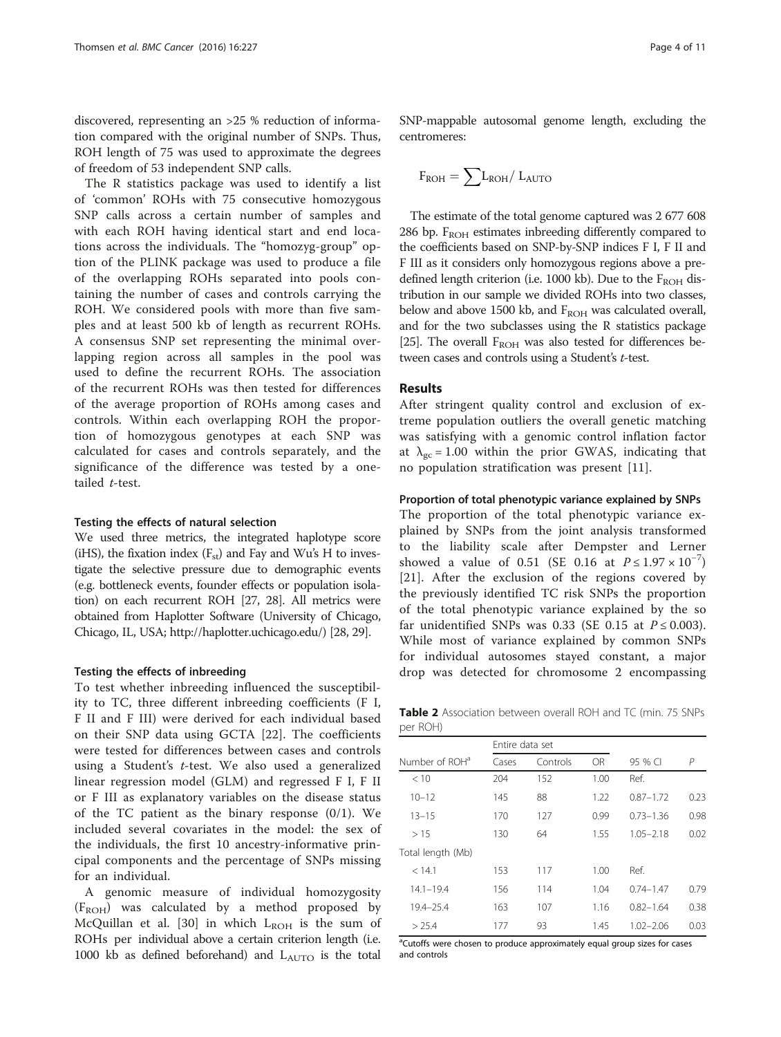discovered, representing an >25 % reduction of information compared with the original number of SNPs. Thus, ROH length of 75 was used to approximate the degrees of freedom of 53 independent SNP calls.

The R statistics package was used to identify a list of 'common' ROHs with 75 consecutive homozygous SNP calls across a certain number of samples and with each ROH having identical start and end locations across the individuals. The "homozyg-group" option of the PLINK package was used to produce a file of the overlapping ROHs separated into pools containing the number of cases and controls carrying the ROH. We considered pools with more than five samples and at least 500 kb of length as recurrent ROHs. A consensus SNP set representing the minimal overlapping region across all samples in the pool was used to define the recurrent ROHs. The association of the recurrent ROHs was then tested for differences of the average proportion of ROHs among cases and controls. Within each overlapping ROH the proportion of homozygous genotypes at each SNP was calculated for cases and controls separately, and the significance of the difference was tested by a one-tailed *t*-test.

#### Testing the effects of natural selection

We used three metrics, the integrated haplotype score (iHS), the fixation index ($F_{st}$) and Fay and Wu's H to investigate the selective pressure due to demographic events (e.g. bottleneck events, founder effects or population isolation) on each recurrent ROH [27, 28]. All metrics were obtained from Haplotter Software (University of Chicago, Chicago, IL, USA; http://haplotter.uchicago.edu/) [28, 29].

#### Testing the effects of inbreeding

To test whether inbreeding influenced the susceptibility to TC, three different inbreeding coefficients (F I, F II and F III) were derived for each individual based on their SNP data using GCTA [22]. The coefficients were tested for differences between cases and controls using a Student's *t*-test. We also used a generalized linear regression model (GLM) and regressed F I, F II or F III as explanatory variables on the disease status of the TC patient as the binary response (0/1). We included several covariates in the model: the sex of the individuals, the first 10 ancestry-informative principal components and the percentage of SNPs missing for an individual.

A genomic measure of individual homozygosity ($F_{ROH}$) was calculated by a method proposed by McQuillan et al. [30] in which $L_{ROH}$ is the sum of ROHs per individual above a certain criterion length (i.e. 1000 kb as defined beforehand) and $L_{AUTO}$ is the total SNP-mappable autosomal genome length, excluding the centromeres:

$$F_{ROH} = \sum L_{ROH} / L_{AUTO}$$

The estimate of the total genome captured was 2 677 608 286 bp. $F_{ROH}$ estimates inbreeding differently compared to the coefficients based on SNP-by-SNP indices F I, F II and F III as it considers only homozygous regions above a predefined length criterion (i.e. 1000 kb). Due to the $F_{ROH}$ distribution in our sample we divided ROHs into two classes, below and above 1500 kb, and $F_{ROH}$ was calculated overall, and for the two subclasses using the R statistics package [25]. The overall $F_{ROH}$ was also tested for differences between cases and controls using a Student's *t*-test.

## Results

After stringent quality control and exclusion of extreme population outliers the overall genetic matching was satisfying with a genomic control inflation factor at $\lambda_{gc} = 1.00$ within the prior GWAS, indicating that no population stratification was present [11].

#### Proportion of total phenotypic variance explained by SNPs

The proportion of the total phenotypic variance explained by SNPs from the joint analysis transformed to the liability scale after Dempster and Lerner showed a value of 0.51 (SE 0.16 at $P \leq 1.97 \times 10^{-7}$) [21]. After the exclusion of the regions covered by the previously identified TC risk SNPs the proportion of the total phenotypic variance explained by the so far unidentified SNPs was 0.33 (SE 0.15 at $P \leq 0.003$). While most of variance explained by common SNPs for individual autosomes stayed constant, a major drop was detected for chromosome 2 encompassing

**Table 2** Association between overall ROH and TC (min. 75 SNPs per ROH)

| | Entire data set | | | | |
|---|---|---|---|---|---|
| Number of ROH[a] | Cases | Controls | OR | 95 % CI | *P* |
| < 10 | 204 | 152 | 1.00 | Ref. | |
| 10–12 | 145 | 88 | 1.22 | 0.87–1.72 | 0.23 |
| 13–15 | 170 | 127 | 0.99 | 0.73–1.36 | 0.98 |
| > 15 | 130 | 64 | 1.55 | 1.05–2.18 | 0.02 |
| Total length (Mb) | | | | | |
| < 14.1 | 153 | 117 | 1.00 | Ref. | |
| 14.1–19.4 | 156 | 114 | 1.04 | 0.74–1.47 | 0.79 |
| 19.4–25.4 | 163 | 107 | 1.16 | 0.82–1.64 | 0.38 |
| > 25.4 | 177 | 93 | 1.45 | 1.02–2.06 | 0.03 |

[a]Cutoffs were chosen to produce approximately equal group sizes for cases and controls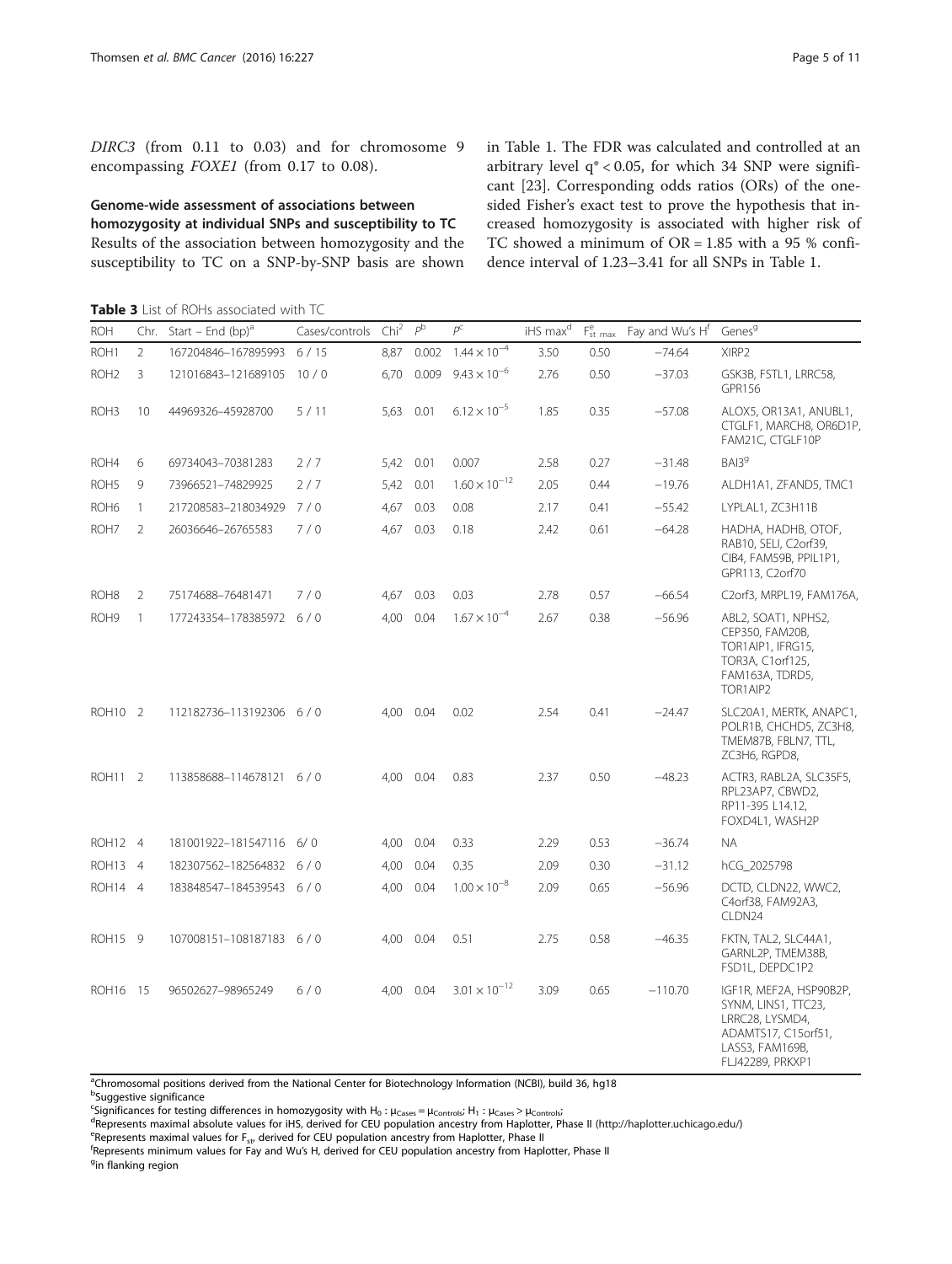*DIRC3* (from 0.11 to 0.03) and for chromosome 9 encompassing *FOXE1* (from 0.17 to 0.08).

### Genome-wide assessment of associations between homozygosity at individual SNPs and susceptibility to TC

Results of the association between homozygosity and the susceptibility to TC on a SNP-by-SNP basis are shown in Table 1. The FDR was calculated and controlled at an arbitrary level $q^* < 0.05$, for which 34 SNP were significant [23]. Corresponding odds ratios (ORs) of the one-sided Fisher's exact test to prove the hypothesis that increased homozygosity is associated with higher risk of TC showed a minimum of OR = 1.85 with a 95 % confidence interval of 1.23–3.41 for all SNPs in Table 1.

**Table 3** List of ROHs associated with TC

| ROH | Chr. | Start – End (bp)[a] | Cases/controls | $Chi^2$ | $P^b$ | $P^c$ | iHS max[d] | $F^e_{st\ max}$ | Fay and Wu's H[f] | Genes[g] |
|---|---|---|---|---|---|---|---|---|---|---|
| ROH1 | 2 | 167204846–167895993 | 6 / 15 | 8,87 | 0.002 | $1.44 \times 10^{-4}$ | 3.50 | 0.50 | −74.64 | XIRP2 |
| ROH2 | 3 | 121016843–121689105 | 10 / 0 | 6,70 | 0.009 | $9.43 \times 10^{-6}$ | 2.76 | 0.50 | −37.03 | GSK3B, FSTL1, LRRC58, GPR156 |
| ROH3 | 10 | 44969326–45928700 | 5 / 11 | 5,63 | 0.01 | $6.12 \times 10^{-5}$ | 1.85 | 0.35 | −57.08 | ALOX5, OR13A1, ANUBL1, CTGLF1, MARCH8, OR6D1P, FAM21C, CTGLF10P |
| ROH4 | 6 | 69734043–70381283 | 2 / 7 | 5,42 | 0.01 | 0.007 | 2.58 | 0.27 | −31.48 | BAI3[g] |
| ROH5 | 9 | 73966521–74829925 | 2 / 7 | 5,42 | 0.01 | $1.60 \times 10^{-12}$ | 2.05 | 0.44 | −19.76 | ALDH1A1, ZFAND5, TMC1 |
| ROH6 | 1 | 217208583–218034929 | 7 / 0 | 4,67 | 0.03 | 0.08 | 2.17 | 0.41 | −55.42 | LYPLAL1, ZC3H11B |
| ROH7 | 2 | 26036646–26765583 | 7 / 0 | 4,67 | 0.03 | 0.18 | 2.42 | 0.61 | −64.28 | HADHA, HADHB, OTOF, RAB10, SELI, C2orf39, CIB4, FAM59B, PPIL1P1, GPR113, C2orf70 |
| ROH8 | 2 | 75174688–76481471 | 7 / 0 | 4,67 | 0.03 | 0.03 | 2.78 | 0.57 | −66.54 | C2orf3, MRPL19, FAM176A, |
| ROH9 | 1 | 177243354–178385972 | 6 / 0 | 4,00 | 0.04 | $1.67 \times 10^{-4}$ | 2.67 | 0.38 | −56.96 | ABL2, SOAT1, NPHS2, CEP350, FAM20B, TOR1AIP1, IFRG15, TOR3A, C1orf125, FAM163A, TDRD5, TOR1AIP2 |
| ROH10 | 2 | 112182736–113192306 | 6 / 0 | 4,00 | 0.04 | 0.02 | 2.54 | 0.41 | −24.47 | SLC20A1, MERTK, ANAPC1, POLR1B, CHCHD5, ZC3H8, TMEM87B, FBLN7, TTL, ZC3H6, RGPD8, |
| ROH11 | 2 | 113858688–114678121 | 6 / 0 | 4,00 | 0.04 | 0.83 | 2.37 | 0.50 | −48.23 | ACTR3, RABL2A, SLC35F5, RPL23AP7, CBWD2, RP11-395 L14.12, FOXD4L1, WASH2P |
| ROH12 | 4 | 181001922–181547116 | 6/ 0 | 4,00 | 0.04 | 0.33 | 2.29 | 0.53 | −36.74 | NA |
| ROH13 | 4 | 182307562–182564832 | 6 / 0 | 4,00 | 0.04 | 0.35 | 2.09 | 0.30 | −31.12 | hCG_2025798 |
| ROH14 | 4 | 183848547–184539543 | 6 / 0 | 4,00 | 0.04 | $1.00 \times 10^{-8}$ | 2.09 | 0.65 | −56.96 | DCTD, CLDN22, WWC2, C4orf38, FAM92A3, CLDN24 |
| ROH15 | 9 | 107008151–108187183 | 6 / 0 | 4,00 | 0.04 | 0.51 | 2.75 | 0.58 | −46.35 | FKTN, TAL2, SLC44A1, GARNL2P, TMEM38B, FSD1L, DEPDC1P2 |
| ROH16 | 15 | 96502627–98965249 | 6 / 0 | 4,00 | 0.04 | $3.01 \times 10^{-12}$ | 3.09 | 0.65 | −110.70 | IGF1R, MEF2A, HSP90B2P, SYNM, LINS1, TTC23, LRRC28, LYSMD4, ADAMTS17, C15orf51, LASS3, FAM169B, FLJ42289, PRKXP1 |

[a]Chromosomal positions derived from the National Center for Biotechnology Information (NCBI), build 36, hg18
[b]Suggestive significance
[c]Significances for testing differences in homozygosity with $H_0 : \mu_{Cases} = \mu_{Controls}$; $H_1 : \mu_{Cases} > \mu_{Controls}$;
[d]Represents maximal absolute values for iHS, derived for CEU population ancestry from Haplotter, Phase II (http://haplotter.uchicago.edu/)
[e]Represents maximal values for $F_{st}$, derived for CEU population ancestry from Haplotter, Phase II
[f]Represents minimum values for Fay and Wu's H, derived for CEU population ancestry from Haplotter, Phase II
[g]in flanking region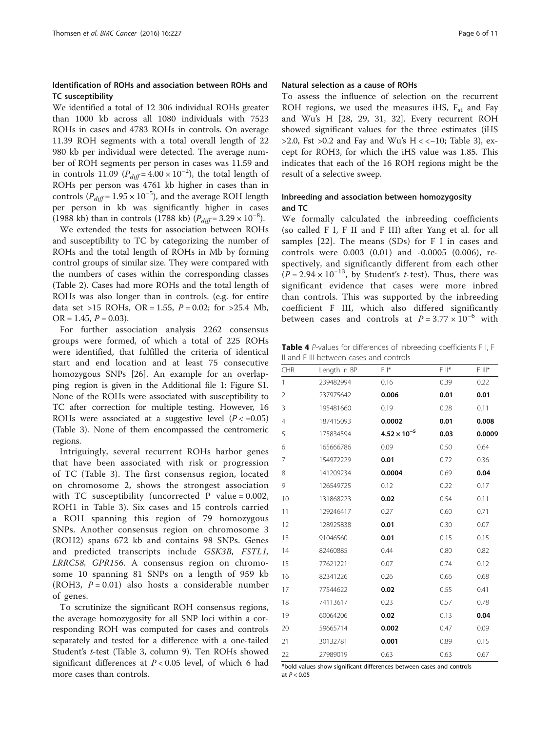### Identification of ROHs and association between ROHs and TC susceptibility

We identified a total of 12 306 individual ROHs greater than 1000 kb across all 1080 individuals with 7523 ROHs in cases and 4783 ROHs in controls. On average 11.39 ROH segments with a total overall length of 22 980 kb per individual were detected. The average number of ROH segments per person in cases was 11.59 and in controls 11.09 ($P_{diff} = 4.00 \times 10^{-2}$), the total length of ROHs per person was 4761 kb higher in cases than in controls ($P_{diff} = 1.95 \times 10^{-5}$), and the average ROH length per person in kb was significantly higher in cases (1988 kb) than in controls (1788 kb) ($P_{diff} = 3.29 \times 10^{-8}$).

We extended the tests for association between ROHs and susceptibility to TC by categorizing the number of ROHs and the total length of ROHs in Mb by forming control groups of similar size. They were compared with the numbers of cases within the corresponding classes (Table 2). Cases had more ROHs and the total length of ROHs was also longer than in controls. (e.g. for entire data set >15 ROHs, OR = 1.55, $P = 0.02$; for >25.4 Mb, OR = 1.45, $P = 0.03$).

For further association analysis 2262 consensus groups were formed, of which a total of 225 ROHs were identified, that fulfilled the criteria of identical start and end location and at least 75 consecutive homozygous SNPs [26]. An example for an overlapping region is given in the Additional file 1: Figure S1. None of the ROHs were associated with susceptibility to TC after correction for multiple testing. However, 16 ROHs were associated at a suggestive level ($P < =0.05$) (Table 3). None of them encompassed the centromeric regions.

Intriguingly, several recurrent ROHs harbor genes that have been associated with risk or progression of TC (Table 3). The first consensus region, located on chromosome 2, shows the strongest association with TC susceptibility (uncorrected P value = 0.002, ROH1 in Table 3). Six cases and 15 controls carried a ROH spanning this region of 79 homozygous SNPs. Another consensus region on chromosome 3 (ROH2) spans 672 kb and contains 98 SNPs. Genes and predicted transcripts include *GSK3B, FSTL1, LRRC58, GPR156*. A consensus region on chromosome 10 spanning 81 SNPs on a length of 959 kb (ROH3, $P = 0.01$) also hosts a considerable number of genes.

To scrutinize the significant ROH consensus regions, the average homozygosity for all SNP loci within a corresponding ROH was computed for cases and controls separately and tested for a difference with a one-tailed Student's *t*-test (Table 3, column 9). Ten ROHs showed significant differences at $P < 0.05$ level, of which 6 had more cases than controls.

### Natural selection as a cause of ROHs

To assess the influence of selection on the recurrent ROH regions, we used the measures iHS, $F_{st}$ and Fay and Wu's H [28, 29, 31, 32]. Every recurrent ROH showed significant values for the three estimates (iHS >2.0, Fst >0.2 and Fay and Wu's H < <−10; Table 3), except for ROH3, for which the iHS value was 1.85. This indicates that each of the 16 ROH regions might be the result of a selective sweep.

### Inbreeding and association between homozygosity and TC

We formally calculated the inbreeding coefficients (so called F I, F II and F III) after Yang et al. for all samples [22]. The means (SDs) for F I in cases and controls were 0.003 (0.01) and -0.0005 (0.006), respectively, and significantly different from each other ($P = 2.94 \times 10^{-13}$, by Student's *t*-test). Thus, there was significant evidence that cases were more inbred than controls. This was supported by the inbreeding coefficient F III, which also differed significantly between cases and controls at $P = 3.77 \times 10^{-6}$ with

**Table 4** *P*-values for differences of inbreeding coefficients F I, F II and F III between cases and controls

| CHR. | Length in BP | F I* | F II* | F III* |
|---|---|---|---|---|
| 1 | 239482994 | 0.16 | 0.39 | 0.22 |
| 2 | 237975642 | **0.006** | **0.01** | **0.01** |
| 3 | 195481660 | 0.19 | 0.28 | 0.11 |
| 4 | 187415093 | **0.0002** | **0.01** | **0.008** |
| 5 | 175834594 | $\mathbf{4.52 \times 10^{-5}}$ | **0.03** | **0.0009** |
| 6 | 165666786 | 0.09 | 0.50 | 0.64 |
| 7 | 154972229 | **0.01** | 0.72 | 0.36 |
| 8 | 141209234 | **0.0004** | 0.69 | **0.04** |
| 9 | 126549725 | 0.12 | 0.22 | 0.17 |
| 10 | 131868223 | **0.02** | 0.54 | 0.11 |
| 11 | 129246417 | 0.27 | 0.60 | 0.71 |
| 12 | 128925838 | **0.01** | 0.30 | 0.07 |
| 13 | 91046560 | **0.01** | 0.15 | 0.15 |
| 14 | 82460885 | 0.44 | 0.80 | 0.82 |
| 15 | 77621221 | 0.07 | 0.74 | 0.12 |
| 16 | 82341226 | 0.26 | 0.66 | 0.68 |
| 17 | 77544622 | **0.02** | 0.55 | 0.41 |
| 18 | 74113617 | 0.23 | 0.57 | 0.78 |
| 19 | 60064206 | **0.02** | 0.13 | **0.04** |
| 20 | 59665714 | **0.002** | 0.47 | 0.09 |
| 21 | 30132781 | **0.001** | 0.89 | 0.15 |
| 22 | 27989019 | 0.63 | 0.63 | 0.67 |

*bold values show significant differences between cases and controls at $P < 0.05$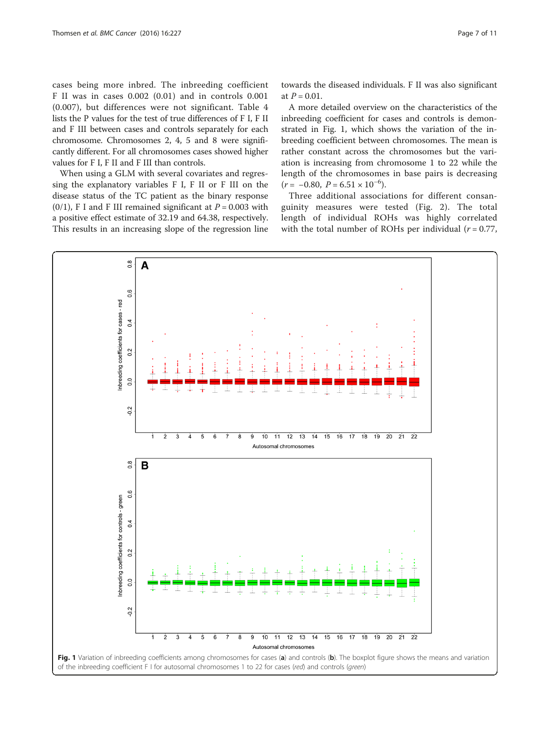cases being more inbred. The inbreeding coefficient F II was in cases 0.002 (0.01) and in controls 0.001 (0.007), but differences were not significant. Table 4 lists the P values for the test of true differences of F I, F II and F III between cases and controls separately for each chromosome. Chromosomes 2, 4, 5 and 8 were significantly different. For all chromosomes cases showed higher values for F I, F II and F III than controls.

When using a GLM with several covariates and regressing the explanatory variables F I, F II or F III on the disease status of the TC patient as the binary response (0/1), F I and F III remained significant at $P = 0.003$ with a positive effect estimate of 32.19 and 64.38, respectively. This results in an increasing slope of the regression line towards the diseased individuals. F II was also significant at $P = 0.01$.

A more detailed overview on the characteristics of the inbreeding coefficient for cases and controls is demonstrated in Fig. 1, which shows the variation of the inbreeding coefficient between chromosomes. The mean is rather constant across the chromosomes but the variation is increasing from chromosome 1 to 22 while the length of the chromosomes in base pairs is decreasing ($r = -0.80$, $P = 6.51 \times 10^{-6}$).

Three additional associations for different consanguinity measures were tested (Fig. 2). The total length of individual ROHs was highly correlated with the total number of ROHs per individual ($r = 0.77$,

**Fig. 1** Variation of inbreeding coefficients among chromosomes for cases (**a**) and controls (**b**). The boxplot figure shows the means and variation of the inbreeding coefficient F I for autosomal chromosomes 1 to 22 for cases (*red*) and controls (*green*)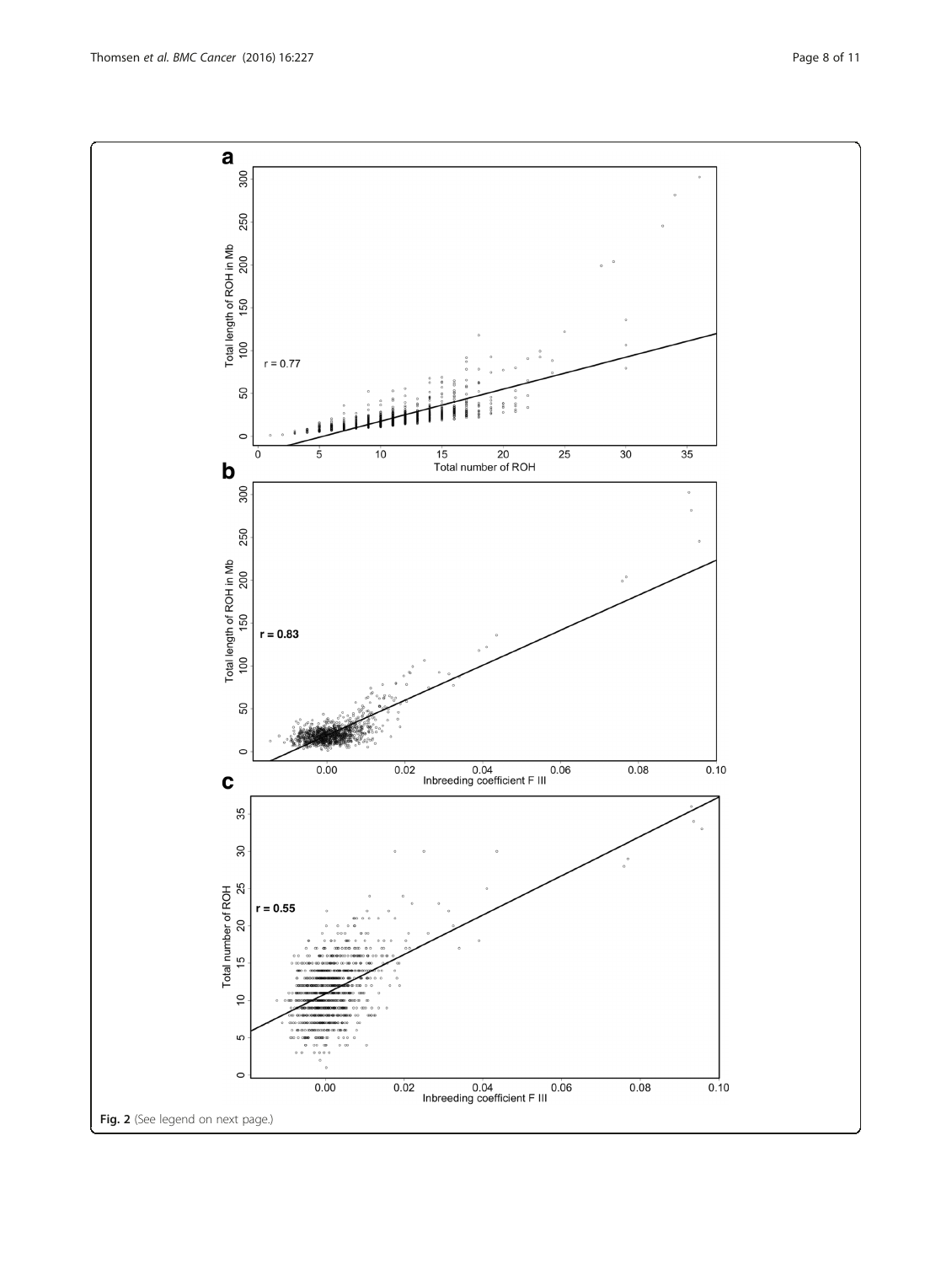**Fig. 2** (See legend on next page.)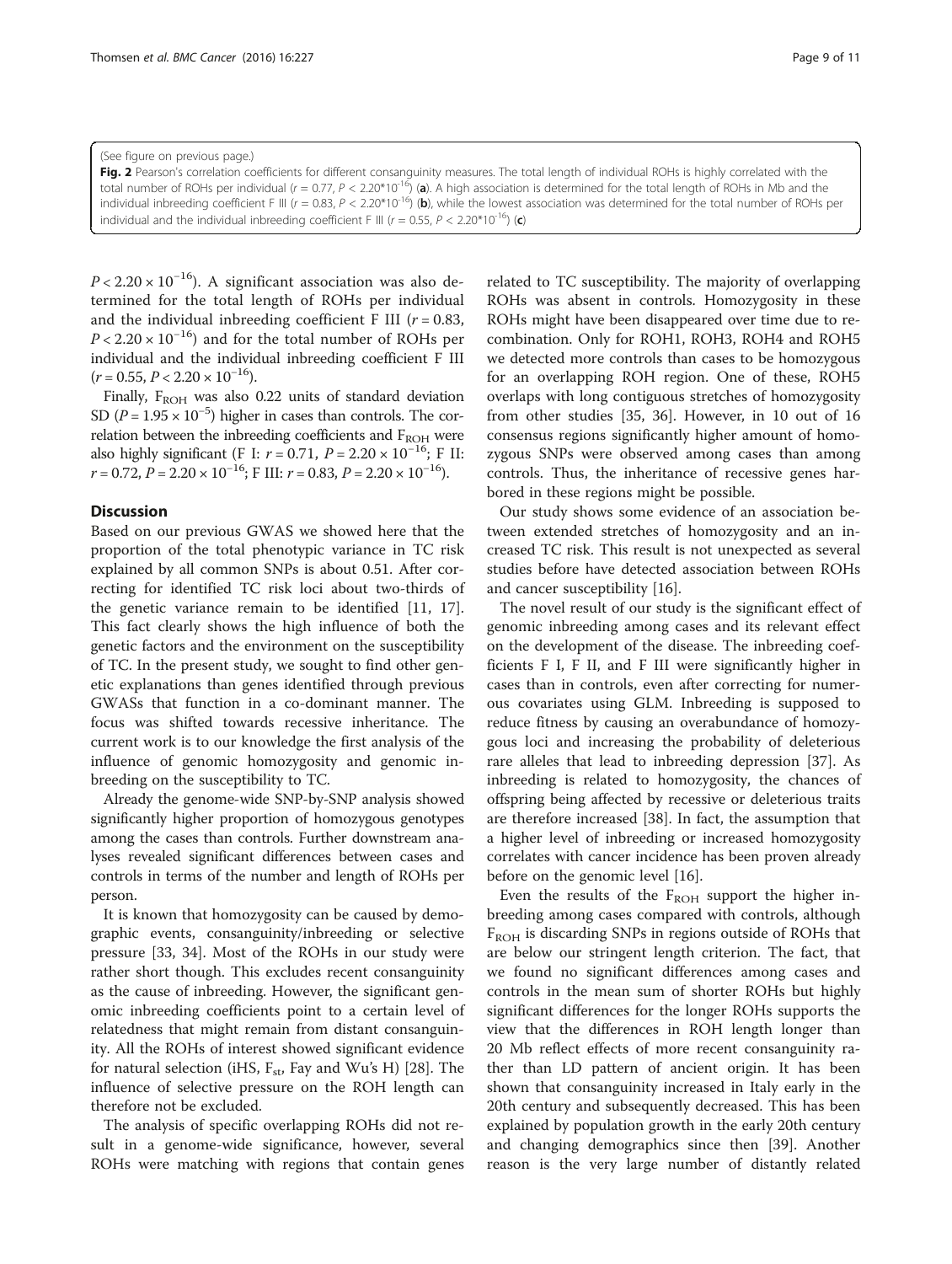(See figure on previous page.)

**Fig. 2** Pearson's correlation coefficients for different consanguinity measures. The total length of individual ROHs is highly correlated with the total number of ROHs per individual ($r$ = 0.77, $P < 2.20*10^{-16}$) (**a**). A high association is determined for the total length of ROHs in Mb and the individual inbreeding coefficient F III ($r$ = 0.83, $P < 2.20*10^{-16}$) (**b**), while the lowest association was determined for the total number of ROHs per individual and the individual inbreeding coefficient F III ($r$ = 0.55, $P < 2.20*10^{-16}$) (**c**)

$P < 2.20 \times 10^{-16}$). A significant association was also determined for the total length of ROHs per individual and the individual inbreeding coefficient F III ($r$ = 0.83, $P < 2.20 \times 10^{-16}$) and for the total number of ROHs per individual and the individual inbreeding coefficient F III ($r$ = 0.55, $P < 2.20 \times 10^{-16}$).

Finally, $F_{ROH}$ was also 0.22 units of standard deviation SD ($P = 1.95 \times 10^{-5}$) higher in cases than controls. The correlation between the inbreeding coefficients and $F_{ROH}$ were also highly significant (F I: $r$ = 0.71, $P = 2.20 \times 10^{-16}$; F II: $r$ = 0.72, $P = 2.20 \times 10^{-16}$; F III: $r$ = 0.83, $P = 2.20 \times 10^{-16}$).

## Discussion

Based on our previous GWAS we showed here that the proportion of the total phenotypic variance in TC risk explained by all common SNPs is about 0.51. After correcting for identified TC risk loci about two-thirds of the genetic variance remain to be identified [11, 17]. This fact clearly shows the high influence of both the genetic factors and the environment on the susceptibility of TC. In the present study, we sought to find other genetic explanations than genes identified through previous GWASs that function in a co-dominant manner. The focus was shifted towards recessive inheritance. The current work is to our knowledge the first analysis of the influence of genomic homozygosity and genomic inbreeding on the susceptibility to TC.

Already the genome-wide SNP-by-SNP analysis showed significantly higher proportion of homozygous genotypes among the cases than controls. Further downstream analyses revealed significant differences between cases and controls in terms of the number and length of ROHs per person.

It is known that homozygosity can be caused by demographic events, consanguinity/inbreeding or selective pressure [33, 34]. Most of the ROHs in our study were rather short though. This excludes recent consanguinity as the cause of inbreeding. However, the significant genomic inbreeding coefficients point to a certain level of relatedness that might remain from distant consanguinity. All the ROHs of interest showed significant evidence for natural selection (iHS, $F_{st}$, Fay and Wu's H) [28]. The influence of selective pressure on the ROH length can therefore not be excluded.

The analysis of specific overlapping ROHs did not result in a genome-wide significance, however, several ROHs were matching with regions that contain genes related to TC susceptibility. The majority of overlapping ROHs was absent in controls. Homozygosity in these ROHs might have been disappeared over time due to recombination. Only for ROH1, ROH3, ROH4 and ROH5 we detected more controls than cases to be homozygous for an overlapping ROH region. One of these, ROH5 overlaps with long contiguous stretches of homozygosity from other studies [35, 36]. However, in 10 out of 16 consensus regions significantly higher amount of homozygous SNPs were observed among cases than among controls. Thus, the inheritance of recessive genes harbored in these regions might be possible.

Our study shows some evidence of an association between extended stretches of homozygosity and an increased TC risk. This result is not unexpected as several studies before have detected association between ROHs and cancer susceptibility [16].

The novel result of our study is the significant effect of genomic inbreeding among cases and its relevant effect on the development of the disease. The inbreeding coefficients F I, F II, and F III were significantly higher in cases than in controls, even after correcting for numerous covariates using GLM. Inbreeding is supposed to reduce fitness by causing an overabundance of homozygous loci and increasing the probability of deleterious rare alleles that lead to inbreeding depression [37]. As inbreeding is related to homozygosity, the chances of offspring being affected by recessive or deleterious traits are therefore increased [38]. In fact, the assumption that a higher level of inbreeding or increased homozygosity correlates with cancer incidence has been proven already before on the genomic level [16].

Even the results of the $F_{ROH}$ support the higher inbreeding among cases compared with controls, although $F_{ROH}$ is discarding SNPs in regions outside of ROHs that are below our stringent length criterion. The fact, that we found no significant differences among cases and controls in the mean sum of shorter ROHs but highly significant differences for the longer ROHs supports the view that the differences in ROH length longer than 20 Mb reflect effects of more recent consanguinity rather than LD pattern of ancient origin. It has been shown that consanguinity increased in Italy early in the 20th century and subsequently decreased. This has been explained by population growth in the early 20th century and changing demographics since then [39]. Another reason is the very large number of distantly related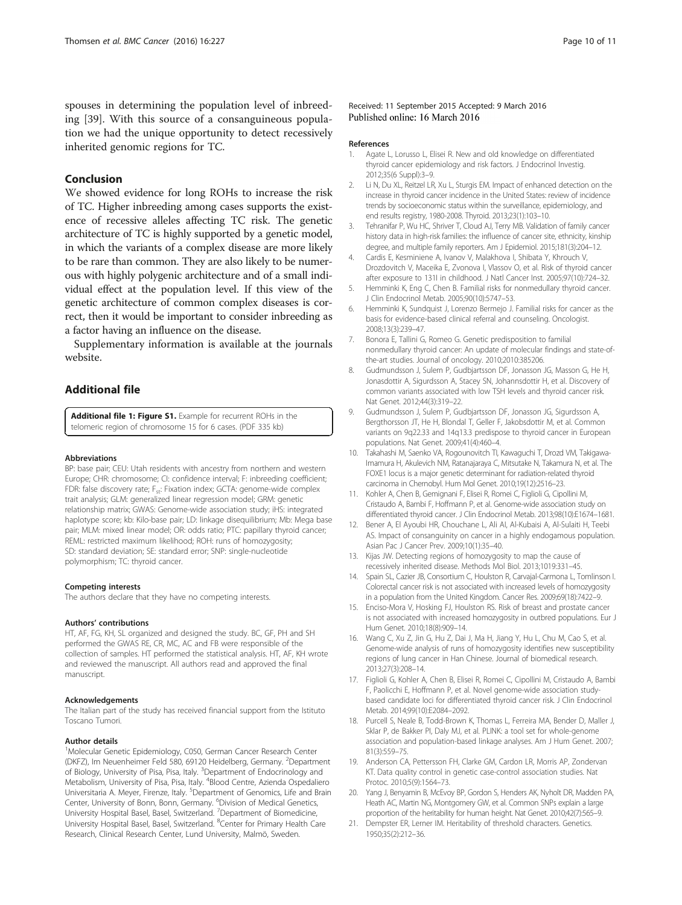spouses in determining the population level of inbreeding [39]. With this source of a consanguineous population we had the unique opportunity to detect recessively inherited genomic regions for TC.

## Conclusion

We showed evidence for long ROHs to increase the risk of TC. Higher inbreeding among cases supports the existence of recessive alleles affecting TC risk. The genetic architecture of TC is highly supported by a genetic model, in which the variants of a complex disease are more likely to be rare than common. They are also likely to be numerous with highly polygenic architecture and of a small individual effect at the population level. If this view of the genetic architecture of common complex diseases is correct, then it would be important to consider inbreeding as a factor having an influence on the disease.

Supplementary information is available at the journals website.

## Additional file

**Additional file 1: Figure S1.** Example for recurrent ROHs in the telomeric region of chromosome 15 for 6 cases. (PDF 335 kb)

#### Abbreviations

BP: base pair; CEU: Utah residents with ancestry from northern and western Europe; CHR: chromosome; CI: confidence interval; F: inbreeding coefficient; FDR: false discovery rate; $F_{st}$: Fixation index; GCTA: genome-wide complex trait analysis; GLM: generalized linear regression model; GRM: genetic relationship matrix; GWAS: Genome-wide association study; iHS: integrated haplotype score; kb: Kilo-base pair; LD: linkage disequilibrium; Mb: Mega base pair; MLM: mixed linear model; OR: odds ratio; PTC: papillary thyroid cancer; REML: restricted maximum likelihood; ROH: runs of homozygosity; SD: standard deviation; SE: standard error; SNP: single-nucleotide polymorphism; TC: thyroid cancer.

#### Competing interests

The authors declare that they have no competing interests.

#### Authors' contributions

HT, AF, FG, KH, SL organized and designed the study. BC, GF, PH and SH performed the GWAS RE, CR, MC, AC and FB were responsible of the collection of samples. HT performed the statistical analysis. HT, AF, KH wrote and reviewed the manuscript. All authors read and approved the final manuscript.

#### Acknowledgements

The Italian part of the study has received financial support from the Istituto Toscano Tumori.

#### Author details

[1]Molecular Genetic Epidemiology, C050, German Cancer Research Center (DKFZ), Im Neuenheimer Feld 580, 69120 Heidelberg, Germany. [2]Department of Biology, University of Pisa, Pisa, Italy. [3]Department of Endocrinology and Metabolism, University of Pisa, Pisa, Italy. [4]Blood Centre, Azienda Ospedaliero Universitaria A. Meyer, Firenze, Italy. [5]Department of Genomics, Life and Brain Center, University of Bonn, Bonn, Germany. [6]Division of Medical Genetics, University Hospital Basel, Basel, Switzerland. [7]Department of Biomedicine, University Hospital Basel, Basel, Switzerland. [8]Center for Primary Health Care Research, Clinical Research Center, Lund University, Malmö, Sweden.

Received: 11 September 2015 Accepted: 9 March 2016
Published online: 16 March 2016

#### References

1. Agate L, Lorusso L, Elisei R. New and old knowledge on differentiated thyroid cancer epidemiology and risk factors. J Endocrinol Investig. 2012;35(6 Suppl):3–9.
2. Li N, Du XL, Reitzel LR, Xu L, Sturgis EM. Impact of enhanced detection on the increase in thyroid cancer incidence in the United States: review of incidence trends by socioeconomic status within the surveillance, epidemiology, and end results registry, 1980-2008. Thyroid. 2013;23(1):103–10.
3. Tehranifar P, Wu HC, Shriver T, Cloud AJ, Terry MB. Validation of family cancer history data in high-risk families: the influence of cancer site, ethnicity, kinship degree, and multiple family reporters. Am J Epidemiol. 2015;181(3):204–12.
4. Cardis E, Kesminiene A, Ivanov V, Malakhova I, Shibata Y, Khrouch V, Drozdovitch V, Maceika E, Zvonova I, Vlassov O, et al. Risk of thyroid cancer after exposure to 131I in childhood. J Natl Cancer Inst. 2005;97(10):724–32.
5. Hemminki K, Eng C, Chen B. Familial risks for nonmedullary thyroid cancer. J Clin Endocrinol Metab. 2005;90(10):5747–53.
6. Hemminki K, Sundquist J, Lorenzo Bermejo J. Familial risks for cancer as the basis for evidence-based clinical referral and counseling. Oncologist. 2008;13(3):239–47.
7. Bonora E, Tallini G, Romeo G. Genetic predisposition to familial nonmedullary thyroid cancer: An update of molecular findings and state-of-the-art studies. Journal of oncology. 2010;2010:385206.
8. Gudmundsson J, Sulem P, Gudbjartsson DF, Jonasson JG, Masson G, He H, Jonasdottir A, Sigurdsson A, Stacey SN, Johannsdottir H, et al. Discovery of common variants associated with low TSH levels and thyroid cancer risk. Nat Genet. 2012;44(3):319–22.
9. Gudmundsson J, Sulem P, Gudbjartsson DF, Jonasson JG, Sigurdsson A, Bergthorsson JT, He H, Blondal T, Geller F, Jakobsdottir M, et al. Common variants on 9q22.33 and 14q13.3 predispose to thyroid cancer in European populations. Nat Genet. 2009;41(4):460–4.
10. Takahashi M, Saenko VA, Rogounovitch TI, Kawaguchi T, Drozd VM, Takigawa-Imamura H, Akulevich NM, Ratanajaraya C, Mitsutake N, Takamura N, et al. The FOXE1 locus is a major genetic determinant for radiation-related thyroid carcinoma in Chernobyl. Hum Mol Genet. 2010;19(12):2516–23.
11. Kohler A, Chen B, Gemignani F, Elisei R, Romei C, Figlioli G, Cipollini M, Cristaudo A, Bambi F, Hoffmann P, et al. Genome-wide association study on differentiated thyroid cancer. J Clin Endocrinol Metab. 2013;98(10):E1674–1681.
12. Bener A, El Ayoubi HR, Chouchane L, Ali AI, Al-Kubaisi A, Al-Sulaiti H, Teebi AS. Impact of consanguinity on cancer in a highly endogamous population. Asian Pac J Cancer Prev. 2009;10(1):35–40.
13. Kijas JW. Detecting regions of homozygosity to map the cause of recessively inherited disease. Methods Mol Biol. 2013;1019:331–45.
14. Spain SL, Cazier JB, Consortium C, Houlston R, Carvajal-Carmona L, Tomlinson I. Colorectal cancer risk is not associated with increased levels of homozygosity in a population from the United Kingdom. Cancer Res. 2009;69(18):7422–9.
15. Enciso-Mora V, Hosking FJ, Houlston RS. Risk of breast and prostate cancer is not associated with increased homozygosity in outbred populations. Eur J Hum Genet. 2010;18(8):909–14.
16. Wang C, Xu Z, Jin G, Hu Z, Dai J, Ma H, Jiang Y, Hu L, Chu M, Cao S, et al. Genome-wide analysis of runs of homozygosity identifies new susceptibility regions of lung cancer in Han Chinese. Journal of biomedical research. 2013;27(3):208–14.
17. Figlioli G, Kohler A, Chen B, Elisei R, Romei C, Cipollini M, Cristaudo A, Bambi F, Paolicchi E, Hoffmann P, et al. Novel genome-wide association study-based candidate loci for differentiated thyroid cancer risk. J Clin Endocrinol Metab. 2014;99(10):E2084–2092.
18. Purcell S, Neale B, Todd-Brown K, Thomas L, Ferreira MA, Bender D, Maller J, Sklar P, de Bakker PI, Daly MJ, et al. PLINK: a tool set for whole-genome association and population-based linkage analyses. Am J Hum Genet. 2007; 81(3):559–75.
19. Anderson CA, Pettersson FH, Clarke GM, Cardon LR, Morris AP, Zondervan KT. Data quality control in genetic case-control association studies. Nat Protoc. 2010;5(9):1564–73.
20. Yang J, Benyamin B, McEvoy BP, Gordon S, Henders AK, Nyholt DR, Madden PA, Heath AC, Martin NG, Montgomery GW, et al. Common SNPs explain a large proportion of the heritability for human height. Nat Genet. 2010;42(7):565–9.
21. Dempster ER, Lerner IM. Heritability of threshold characters. Genetics. 1950;35(2):212–36.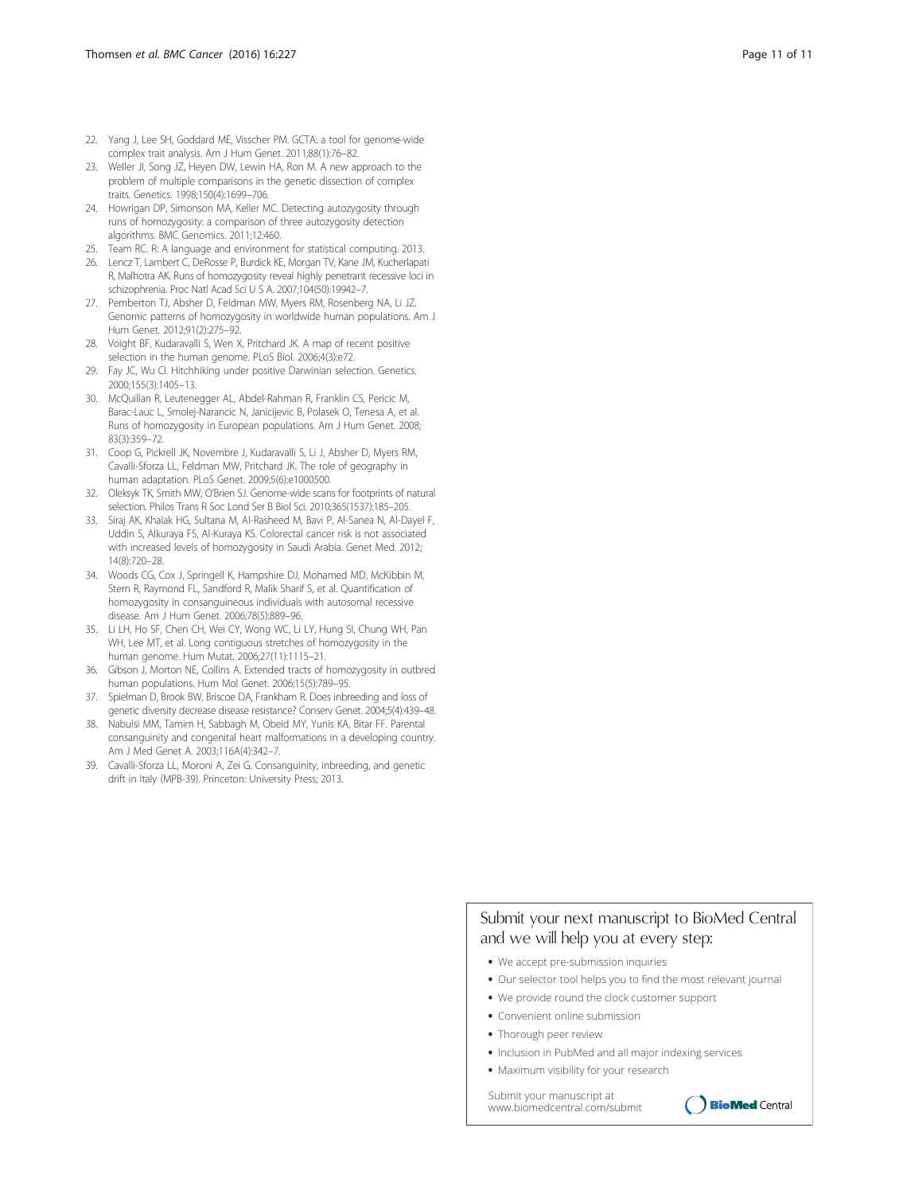22. Yang J, Lee SH, Goddard ME, Visscher PM. GCTA: a tool for genome-wide complex trait analysis. Am J Hum Genet. 2011;88(1):76–82.
23. Weller JI, Song JZ, Heyen DW, Lewin HA, Ron M. A new approach to the problem of multiple comparisons in the genetic dissection of complex traits. Genetics. 1998;150(4):1699–706.
24. Howrigan DP, Simonson MA, Keller MC. Detecting autozygosity through runs of homozygosity: a comparison of three autozygosity detection algorithms. BMC Genomics. 2011;12:460.
25. Team RC. R: A language and environment for statistical computing. 2013.
26. Lencz T, Lambert C, DeRosse P, Burdick KE, Morgan TV, Kane JM, Kucherlapati R, Malhotra AK. Runs of homozygosity reveal highly penetrant recessive loci in schizophrenia. Proc Natl Acad Sci U S A. 2007;104(50):19942–7.
27. Pemberton TJ, Absher D, Feldman MW, Myers RM, Rosenberg NA, Li JZ. Genomic patterns of homozygosity in worldwide human populations. Am J Hum Genet. 2012;91(2):275–92.
28. Voight BF, Kudaravalli S, Wen X, Pritchard JK. A map of recent positive selection in the human genome. PLoS Biol. 2006;4(3):e72.
29. Fay JC, Wu CI. Hitchhiking under positive Darwinian selection. Genetics. 2000;155(3):1405–13.
30. McQuillan R, Leutenegger AL, Abdel-Rahman R, Franklin CS, Pericic M, Barac-Lauc L, Smolej-Narancic N, Janicijevic B, Polasek O, Tenesa A, et al. Runs of homozygosity in European populations. Am J Hum Genet. 2008; 83(3):359–72.
31. Coop G, Pickrell JK, Novembre J, Kudaravalli S, Li J, Absher D, Myers RM, Cavalli-Sforza LL, Feldman MW, Pritchard JK. The role of geography in human adaptation. PLoS Genet. 2009;5(6):e1000500.
32. Oleksyk TK, Smith MW, O'Brien SJ. Genome-wide scans for footprints of natural selection. Philos Trans R Soc Lond Ser B Biol Sci. 2010;365(1537):185–205.
33. Siraj AK, Khalak HG, Sultana M, Al-Rasheed M, Bavi P, Al-Sanea N, Al-Dayel F, Uddin S, Alkuraya FS, Al-Kuraya KS. Colorectal cancer risk is not associated with increased levels of homozygosity in Saudi Arabia. Genet Med. 2012; 14(8):720–28.
34. Woods CG, Cox J, Springell K, Hampshire DJ, Mohamed MD, McKibbin M, Stern R, Raymond FL, Sandford R, Malik Sharif S, et al. Quantification of homozygosity in consanguineous individuals with autosomal recessive disease. Am J Hum Genet. 2006;78(5):889–96.
35. Li LH, Ho SF, Chen CH, Wei CY, Wong WC, Li LY, Hung SI, Chung WH, Pan WH, Lee MT, et al. Long contiguous stretches of homozygosity in the human genome. Hum Mutat. 2006;27(11):1115–21.
36. Gibson J, Morton NE, Collins A. Extended tracts of homozygosity in outbred human populations. Hum Mol Genet. 2006;15(5):789–95.
37. Spielman D, Brook BW, Briscoe DA, Frankham R. Does inbreeding and loss of genetic diversity decrease disease resistance? Conserv Genet. 2004;5(4):439–48.
38. Nabulsi MM, Tamim H, Sabbagh M, Obeid MY, Yunis KA, Bitar FF. Parental consanguinity and congenital heart malformations in a developing country. Am J Med Genet A. 2003;116A(4):342–7.
39. Cavalli-Sforza LL, Moroni A, Zei G. Consanguinity, inbreeding, and genetic drift in Italy (MPB-39). Princeton: University Press; 2013.

Submit your next manuscript to BioMed Central and we will help you at every step:

- We accept pre-submission inquiries
- Our selector tool helps you to find the most relevant journal
- We provide round the clock customer support
- Convenient online submission
- Thorough peer review
- Inclusion in PubMed and all major indexing services
- Maximum visibility for your research

Submit your manuscript at www.biomedcentral.com/submit

BioMed Central